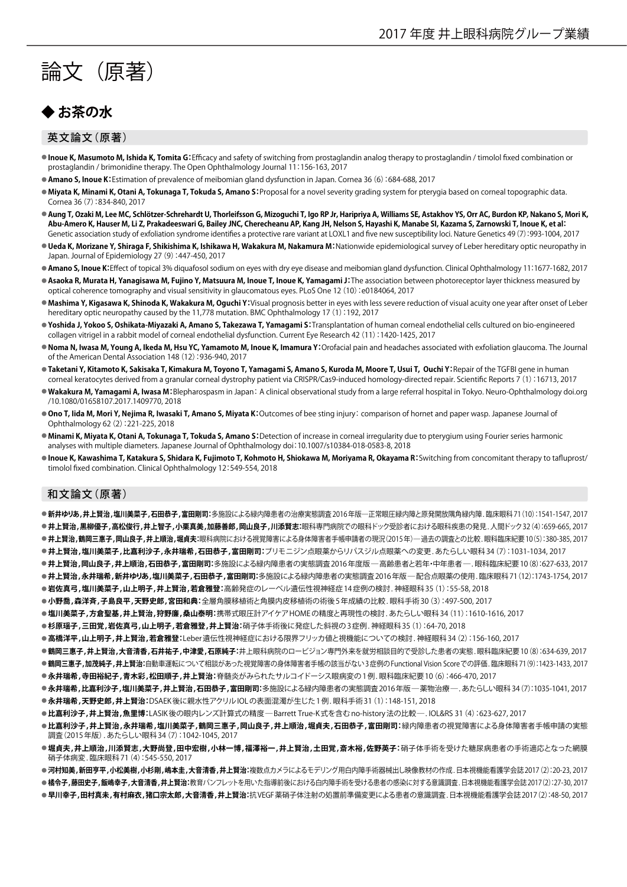2017 年度 井上眼科病院グループ業績

# 論文（原著）

## ◆ お茶の水

### 英文論文（原著）

- **Inoue K, Masumoto M, Ishida K, Tomita G：**Efficacy and safety of switching from prostaglandin analog therapy to prostaglandin / timolol fixed combination or prostaglandin / brimonidine therapy. The Open Ophthalmology Journal 11：156-163, 2017
- **Amano S, Inoue K：**Estimation of prevalence of meibomian gland dysfunction in Japan. Cornea 36（6）：684-688, 2017
- **Miyata K, Minami K, Otani A, Tokunaga T, Tokuda S, Amano S：**Proposal for a novel severity grading system for pterygia based on corneal topographic data. Cornea 36（7）：834-840, 2017
- **Aung T, Ozaki M, Lee MC, Schlötzer-Schrehardt U, Thorleifsson G, Mizoguchi T, Igo RP Jr, Haripriya A, Williams SE, Astakhov YS, Orr AC, Burdon KP, Nakano S, Mori K, Abu-Amero K, Hauser M, Li Z, Prakadeeswari G, Bailey JNC, Cherecheanu AP, Kang JH, Nelson S, Hayashi K, Manabe SI, Kazama S, Zarnowski T, Inoue K, et al：**Genetic association study of exfoliation syndrome identifies a protective rare variant at LOXL1 and five new susceptibility loci. Nature Genetics 49（7）：993-1004, 2017
- **Ueda K, Morizane Y, Shiraga F, Shikishima K, Ishikawa H, Wakakura M, Nakamura M：**Nationwide epidemiological survey of Leber hereditary optic neuropathy in Japan. Journal of Epidemiology 27（9）：447-450, 2017
- **Amano S, Inoue K：**Effect of topical 3% diquafosol sodium on eyes with dry eye disease and meibomian gland dysfunction. Clinical Ophthalmology 11：1677-1682, 2017
- **Asaoka R, Murata H, Yanagisawa M, Fujino Y, Matsuura M, Inoue T, Inoue K, Yamagami J：**The association between photoreceptor layer thickness measured by optical coherence tomography and visual sensitivity in glaucomatous eyes. PLoS One 12（10）：e0184064, 2017
- **Mashima Y, Kigasawa K, Shinoda K, Wakakura M, Oguchi Y：**Visual prognosis better in eyes with less severe reduction of visual acuity one year after onset of Leber hereditary optic neuropathy caused by the 11,778 mutation. BMC Ophthalmology 17（1）：192, 2017
- **Yoshida J, Yokoo S, Oshikata-Miyazaki A, Amano S, Takezawa T, Yamagami S：**Transplantation of human corneal endothelial cells cultured on bio-engineered collagen vitrigel in a rabbit model of corneal endothelial dysfunction. Current Eye Research 42（11）：1420-1425, 2017
- **Noma N, Iwasa M, Young A, Ikeda M, Hsu YC, Yamamoto M, Inoue K, Imamura Y：**Orofacial pain and headaches associated with exfoliation glaucoma. The Journal of the American Dental Association 148（12）：936-940, 2017
- **Taketani Y, Kitamoto K, Sakisaka T, Kimakura M, Toyono T, Yamagami S, Amano S, Kuroda M, Moore T, Usui T, Ouchi Y：**Repair of the TGFBI gene in human corneal keratocytes derived from a granular corneal dystrophy patient via CRISPR/Cas9-induced homology-directed repair. Scientific Reports 7（1）：16713, 2017
- **Wakakura M, Yamagami A, Iwasa M：**Blepharospasm in Japan：A clinical observational study from a large referral hospital in Tokyo. Neuro-Ophthalmology doi.org /10.1080/01658107.2017.1409770, 2018
- **Ono T, Iida M, Mori Y, Nejima R, Iwasaki T, Amano S, Miyata K：**Outcomes of bee sting injury：comparison of hornet and paper wasp. Japanese Journal of Ophthalmology 62（2）：221-225, 2018
- **Minami K, Miyata K, Otani A, Tokunaga T, Tokuda S, Amano S：**Detection of increase in corneal irregularity due to pterygium using Fourier series harmonic analyses with multiple diameters. Japanese Journal of Ophthalmology doi：10.1007/s10384-018-0583-8, 2018
- **Inoue K, Kawashima T, Katakura S, Shidara K, Fujimoto T, Kohmoto H, Shiokawa M, Moriyama R, Okayama R：**Switching from concomitant therapy to tafluprost/ timolol fixed combination. Clinical Ophthalmology 12：549-554, 2018

### 和文論文（原著）

- **新井ゆりあ,井上賢治,塩川美菜子,石田恭子,富田剛司：**多施設による緑内障患者の治療実態調査2016年版—正常眼圧緑内障と原発開放隅角緑内障. 臨床眼科 71（10）：1541-1547, 2017
- **井上賢治,黒柳優子,高松俊行,井上智子,小粟真美,加藤善郎,岡山良子,川添賢志：**眼科専門病院での眼科ドック受診者における眼科疾患の発見. 人間ドック 32（4）：659-665, 2017
- **井上賢治,鶴岡三惠子,岡山良子,井上順治,堀貞夫：**眼科病院における視覚障害による身体障害者手帳申請者の現況（2015年）—過去の調査との比較. 眼科臨床紀要 10（5）：380-385, 2017
- **井上賢治,塩川美菜子,比嘉利沙子,永井瑞希,石田恭子,富田剛司：**ブリモニジン点眼薬からリパスジル点眼薬への変更. あたらしい眼科 34（7）：1031-1034, 2017
- **井上賢治,岡山良子,井上順治,石田恭子,富田剛司：**多施設による緑内障患者の実態調査2016年度版—高齢患者と若年・中年患者—. 眼科臨床紀要 10（8）：627-633, 2017
- **井上賢治,永井瑞希,新井ゆりあ,塩川美菜子,石田恭子,富田剛司：**多施設による緑内障患者の実態調査2016年版—配合点眼薬の使用. 臨床眼科 71（12）：1743-1754, 2017
- **岩佐真弓,塩川美菜子,山上明子,井上賢治,若倉雅登：**高齢発症のレーベル遺伝性視神経症14症例の検討. 神経眼科 35（1）：55-58, 2018
- **小野喬,森洋斉,子島良平,天野史郎,宮田和典：**全層角膜移植術と角膜内皮移植術の術後5年成績の比較. 眼科手術 30（3）：497-500, 2017
- **塩川美菜子,方倉聖基,井上賢治,狩野廉,桑山泰明：**携帯式眼圧計アイケアHOMEの精度と再現性の検討. あたらしい眼科 34（11）：1610-1616, 2017
- **杉原瑶子,三田覚,岩佐真弓,山上明子,若倉雅登,井上賢治：**硝子体手術後に発症した斜視の3症例. 神経眼科 35（1）：64-70, 2018
- **高橋洋平,山上明子,井上賢治,若倉雅登：**Leber遺伝性視神経症における限界フリッカ値と視機能についての検討. 神経眼科 34（2）：156-160, 2017
- **鶴岡三惠子,井上賢治,大音清香,石井祐子,中津愛,石原純子：**井上眼科病院のロービジョン専門外来を就労相談目的で受診した患者の実態. 眼科臨床紀要 10（8）：634-639, 2017
- **鶴岡三惠子,加茂純子,井上賢治：**自動車運転について相談があった視覚障害の身体障害者手帳の該当がない3症例のFunctional Vision Scoreでの評価. 臨床眼科 71（9）：1423-1433, 2017
- **永井瑞希,寺田裕紀子,青木彩,松田順子,井上賢治：**脊髄炎がみられたサルコイドーシス眼病変の1例. 眼科臨床紀要 10（6）：466-470, 2017
- **永井瑞希,比嘉利沙子,塩川美菜子,井上賢治,石田恭子,富田剛司：**多施設による緑内障患者の実態調査2016年版—薬物治療—. あたらしい眼科 34（7）：1035-1041, 2017
- **永井瑞希,天野史郎,井上賢治：**DSAEK後に親水性アクリルIOLの表面混濁が生じた1例. 眼科手術 31（1）：148-151, 2018
- **比嘉利沙子,井上賢治,魚里博：**LASIK後の眼内レンズ計算式の精度—Barrett True-K式を含むno-history法の比較—. IOL&RS 31（4）：623-627, 2017
- **比嘉利沙子,井上賢治,永井瑞希,塩川美菜子,鶴岡三惠子,岡山良子,井上順治,堀貞夫,石田恭子,富田剛司：**緑内障患者の視覚障害による身体障害者手帳申請の実態調査（2015年版）. あたらしい眼科 34（7）：1042-1045, 2017
- **堀貞夫,井上順治,川添賢志,大野尚登,田中宏樹,小林一博,福澤裕一,井上賢治,土田覚,斎木裕,佐野英子：**硝子体手術を受けた糖尿病患者の手術適応となった網膜硝子体病変. 臨床眼科 71（4）：545-550, 2017
- **河村知美,新田亨平,小松美樹,小杉剛,嶋本圭,大音清香,井上賢治：**複数点カメラによるモデリング用白内障手術器械出し映像教材の作成. 日本視機能看護学会誌 2017（2）：20-23, 2017
- **橘令子,藤田史子,飯嶋幸子,大音清香,井上賢治：**教育パンフレットを用いた指導前後における白内障手術を受ける患者の感染に対する意識調査. 日本視機能看護学会誌 2017（2）：27-30, 2017
- **早川幸子,田村真未,有村麻衣,猪口宗太郎,大音清香,井上賢治：**抗VEGF薬硝子体注射の処置前準備変更による患者の意識調査. 日本視機能看護学会誌 2017（2）：48-50, 2017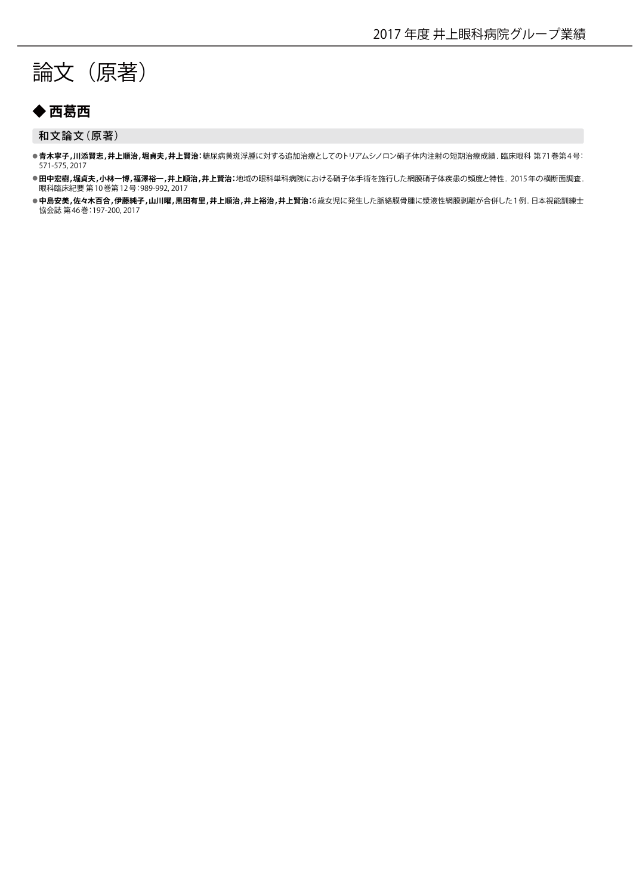# 論文（原著）

## ◆ 西葛西

### 和文論文（原著）

- **青木寧子，川添賢志，井上順治，堀貞夫，井上賢治：**糖尿病黄斑浮腫に対する追加治療としてのトリアムシノロン硝子体内注射の短期治療成績. 臨床眼科 第71巻第4号：571-575, 2017
- **田中宏樹，堀貞夫，小林一博，福澤裕一，井上順治，井上賢治：**地域の眼科単科病院における硝子体手術を施行した網膜硝子体疾患の頻度と特性．2015年の横断面調査．眼科臨床紀要 第10巻第12号：989-992, 2017
- **中島安美，佐々木百合，伊藤純子，山川曜，黒田有里，井上順治，井上裕治，井上賢治：**6歳女児に発生した脈絡膜骨腫に漿液性網膜剥離が合併した1例. 日本視能訓練士協会誌 第46巻：197-200, 2017